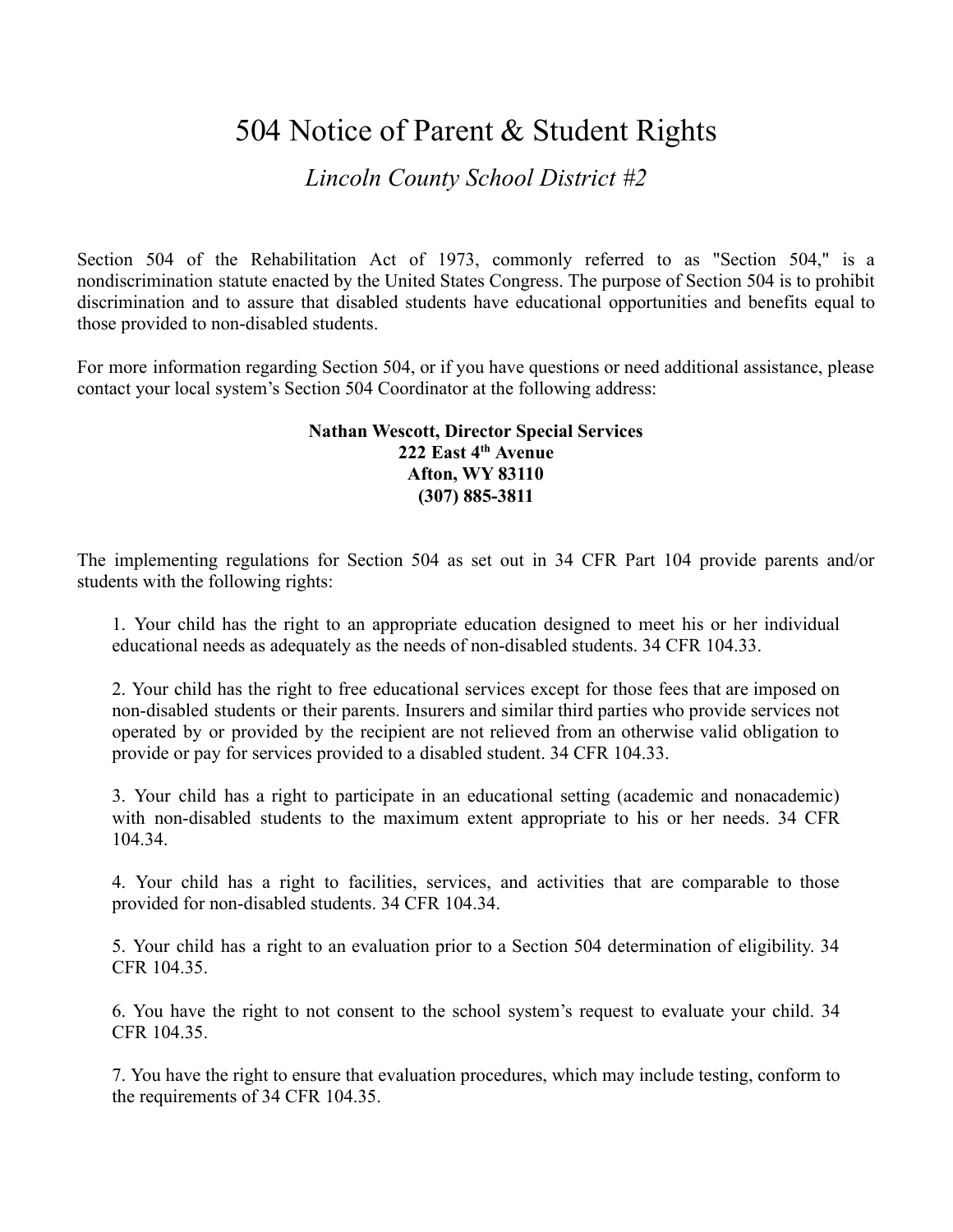# 504 Notice of Parent & Student Rights

*Lincoln County School District #2*

Section 504 of the Rehabilitation Act of 1973, commonly referred to as "Section 504," is a nondiscrimination statute enacted by the United States Congress. The purpose of Section 504 is to prohibit discrimination and to assure that disabled students have educational opportunities and benefits equal to those provided to non-disabled students.

For more information regarding Section 504, or if you have questions or need additional assistance, please contact your local system's Section 504 Coordinator at the following address:

**Nathan Wescott, Director Special Services**
**222 East 4th Avenue**
**Afton, WY 83110**
**(307) 885-3811**

The implementing regulations for Section 504 as set out in 34 CFR Part 104 provide parents and/or students with the following rights:

1. Your child has the right to an appropriate education designed to meet his or her individual educational needs as adequately as the needs of non-disabled students. 34 CFR 104.33.

2. Your child has the right to free educational services except for those fees that are imposed on non-disabled students or their parents. Insurers and similar third parties who provide services not operated by or provided by the recipient are not relieved from an otherwise valid obligation to provide or pay for services provided to a disabled student. 34 CFR 104.33.

3. Your child has a right to participate in an educational setting (academic and nonacademic) with non-disabled students to the maximum extent appropriate to his or her needs. 34 CFR 104.34.

4. Your child has a right to facilities, services, and activities that are comparable to those provided for non-disabled students. 34 CFR 104.34.

5. Your child has a right to an evaluation prior to a Section 504 determination of eligibility. 34 CFR 104.35.

6. You have the right to not consent to the school system's request to evaluate your child. 34 CFR 104.35.

7. You have the right to ensure that evaluation procedures, which may include testing, conform to the requirements of 34 CFR 104.35.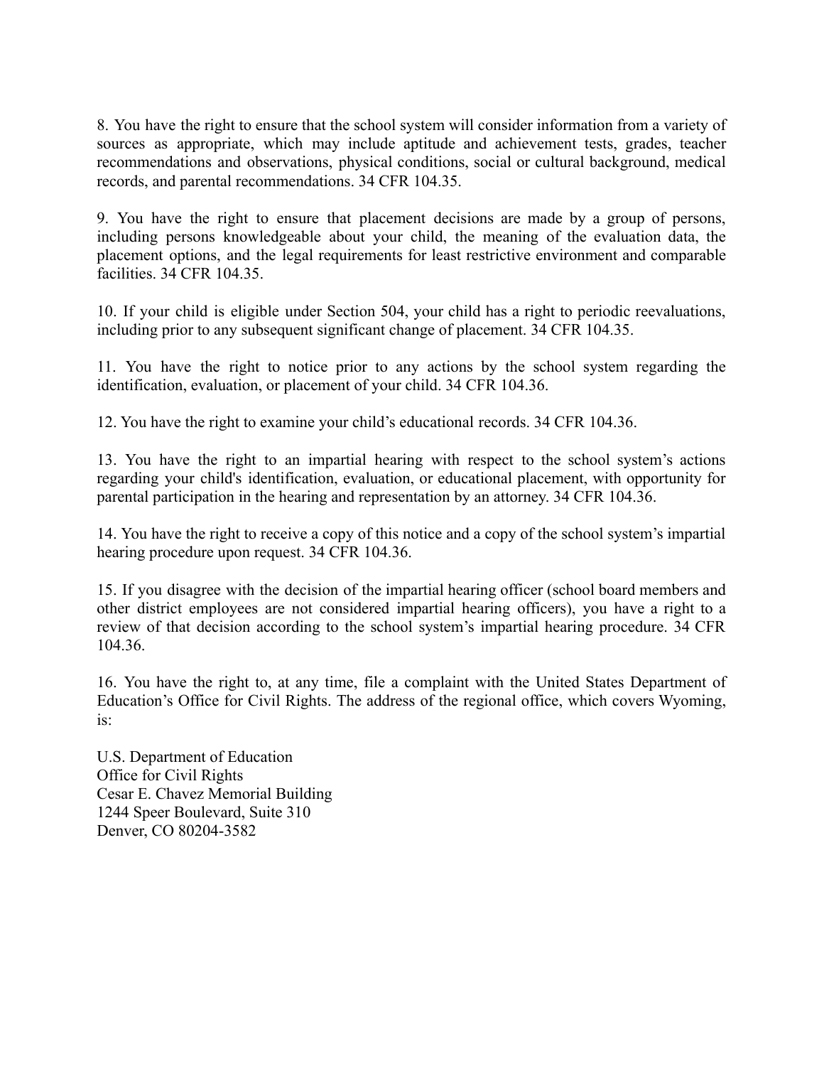8. You have the right to ensure that the school system will consider information from a variety of sources as appropriate, which may include aptitude and achievement tests, grades, teacher recommendations and observations, physical conditions, social or cultural background, medical records, and parental recommendations. 34 CFR 104.35.

9. You have the right to ensure that placement decisions are made by a group of persons, including persons knowledgeable about your child, the meaning of the evaluation data, the placement options, and the legal requirements for least restrictive environment and comparable facilities. 34 CFR 104.35.

10. If your child is eligible under Section 504, your child has a right to periodic reevaluations, including prior to any subsequent significant change of placement. 34 CFR 104.35.

11. You have the right to notice prior to any actions by the school system regarding the identification, evaluation, or placement of your child. 34 CFR 104.36.

12. You have the right to examine your child's educational records. 34 CFR 104.36.

13. You have the right to an impartial hearing with respect to the school system's actions regarding your child's identification, evaluation, or educational placement, with opportunity for parental participation in the hearing and representation by an attorney. 34 CFR 104.36.

14. You have the right to receive a copy of this notice and a copy of the school system's impartial hearing procedure upon request. 34 CFR 104.36.

15. If you disagree with the decision of the impartial hearing officer (school board members and other district employees are not considered impartial hearing officers), you have a right to a review of that decision according to the school system's impartial hearing procedure. 34 CFR 104.36.

16. You have the right to, at any time, file a complaint with the United States Department of Education's Office for Civil Rights. The address of the regional office, which covers Wyoming, is:

U.S. Department of Education
Office for Civil Rights
Cesar E. Chavez Memorial Building
1244 Speer Boulevard, Suite 310
Denver, CO 80204-3582